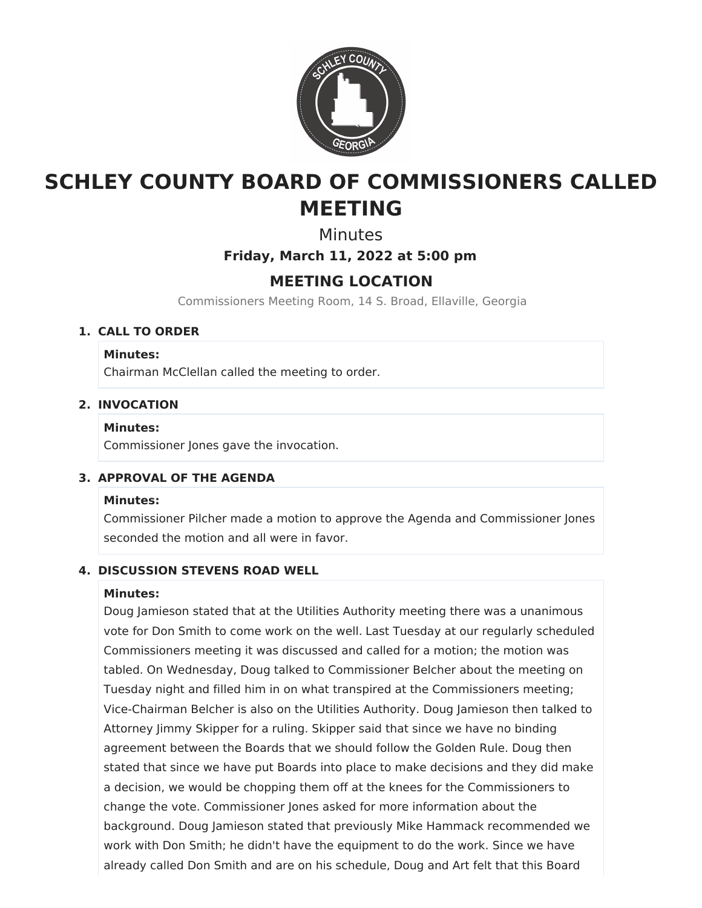# SCHLEY COUNTY BOARD OF COMMISSIONERS CALLED MEETING

Minutes

**Friday, March 11, 2022 at 5:00 pm**

## MEETING LOCATION

Commissioners Meeting Room, 14 S. Broad, Ellaville, Georgia

### 1. CALL TO ORDER

**Minutes:**

Chairman McClellan called the meeting to order.

### 2. INVOCATION

**Minutes:**

Commissioner Jones gave the invocation.

### 3. APPROVAL OF THE AGENDA

**Minutes:**

Commissioner Pilcher made a motion to approve the Agenda and Commissioner Jones seconded the motion and all were in favor.

### 4. DISCUSSION STEVENS ROAD WELL

**Minutes:**

Doug Jamieson stated that at the Utilities Authority meeting there was a unanimous vote for Don Smith to come work on the well. Last Tuesday at our regularly scheduled Commissioners meeting it was discussed and called for a motion; the motion was tabled. On Wednesday, Doug talked to Commissioner Belcher about the meeting on Tuesday night and filled him in on what transpired at the Commissioners meeting; Vice-Chairman Belcher is also on the Utilities Authority. Doug Jamieson then talked to Attorney Jimmy Skipper for a ruling. Skipper said that since we have no binding agreement between the Boards that we should follow the Golden Rule. Doug then stated that since we have put Boards into place to make decisions and they did make a decision, we would be chopping them off at the knees for the Commissioners to change the vote. Commissioner Jones asked for more information about the background. Doug Jamieson stated that previously Mike Hammack recommended we work with Don Smith; he didn't have the equipment to do the work. Since we have already called Don Smith and are on his schedule, Doug and Art felt that this Board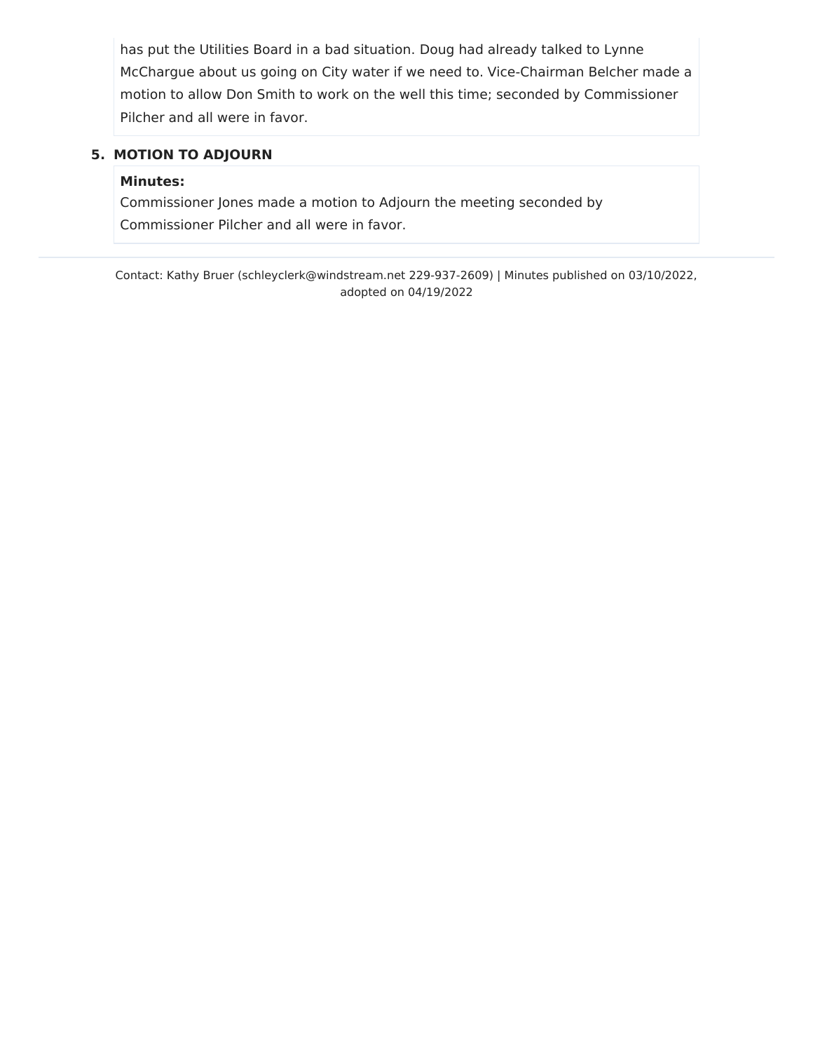has put the Utilities Board in a bad situation. Doug had already talked to Lynne McChargue about us going on City water if we need to. Vice-Chairman Belcher made a motion to allow Don Smith to work on the well this time; seconded by Commissioner Pilcher and all were in favor.

### 5. MOTION TO ADJOURN

**Minutes:**

Commissioner Jones made a motion to Adjourn the meeting seconded by Commissioner Pilcher and all were in favor.

Contact: Kathy Bruer (schleyclerk@windstream.net 229-937-2609) | Minutes published on 03/10/2022, adopted on 04/19/2022